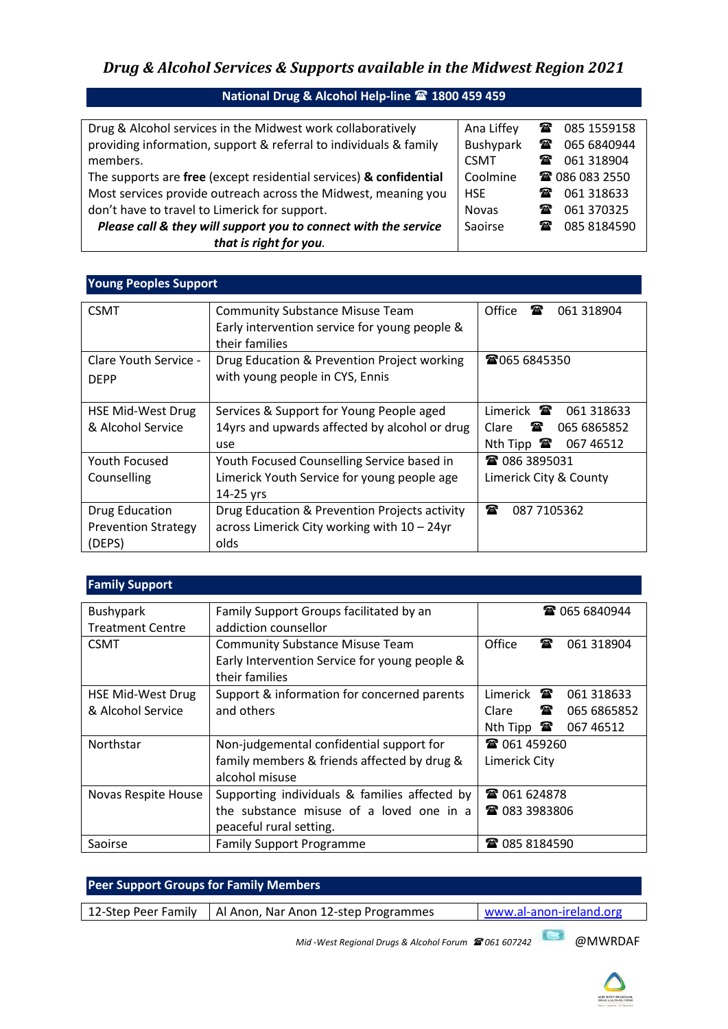# *Drug & Alcohol Services & Supports available in the Midwest Region 2021*

**National Drug & Alcohol Help-line ☎ 1800 459 459**

| | | |
|---|---|---|
| Drug & Alcohol services in the Midwest work collaboratively providing information, support & referral to individuals & family members.<br>The supports are **free** (except residential services) **& confidential**<br>Most services provide outreach across the Midwest, meaning you don't have to travel to Limerick for support.<br>***Please call & they will support you to connect with the service that is right for you.*** | Ana Liffey<br>Bushypark<br>CSMT<br>Coolmine<br>HSE<br>Novas<br>Saoirse | ☎ 085 1559158<br>☎ 065 6840944<br>☎ 061 318904<br>☎ 086 083 2550<br>☎ 061 318633<br>☎ 061 370325<br>☎ 085 8184590 |

## Young Peoples Support

| | | |
|---|---|---|
| CSMT | Community Substance Misuse Team<br>Early intervention service for young people & their families | Office ☎ 061 318904 |
| Clare Youth Service - DEPP | Drug Education & Prevention Project working with young people in CYS, Ennis | ☎065 6845350 |
| HSE Mid-West Drug & Alcohol Service | Services & Support for Young People aged 14yrs and upwards affected by alcohol or drug use | Limerick ☎ 061 318633<br>Clare ☎ 065 6865852<br>Nth Tipp ☎ 067 46512 |
| Youth Focused Counselling | Youth Focused Counselling Service based in Limerick Youth Service for young people age 14-25 yrs | ☎ 086 3895031<br>Limerick City & County |
| Drug Education Prevention Strategy (DEPS) | Drug Education & Prevention Projects activity across Limerick City working with 10 – 24yr olds | ☎ 087 7105362 |

## Family Support

| | | |
|---|---|---|
| Bushypark Treatment Centre | Family Support Groups facilitated by an addiction counsellor | ☎ 065 6840944 |
| CSMT | Community Substance Misuse Team<br>Early Intervention Service for young people & their families | Office ☎ 061 318904 |
| HSE Mid-West Drug & Alcohol Service | Support & information for concerned parents and others | Limerick ☎ 061 318633<br>Clare ☎ 065 6865852<br>Nth Tipp ☎ 067 46512 |
| Northstar | Non-judgemental confidential support for family members & friends affected by drug & alcohol misuse | ☎ 061 459260<br>Limerick City |
| Novas Respite House | Supporting individuals & families affected by the substance misuse of a loved one in a peaceful rural setting. | ☎ 061 624878<br>☎ 083 3983806 |
| Saoirse | Family Support Programme | ☎ 085 8184590 |

## Peer Support Groups for Family Members

| | | |
|---|---|---|
| 12-Step Peer Family | Al Anon, Nar Anon 12-step Programmes | www.al-anon-ireland.org |

*Mid -West Regional Drugs & Alcohol Forum* ☎ *061 607242* @MWRDAF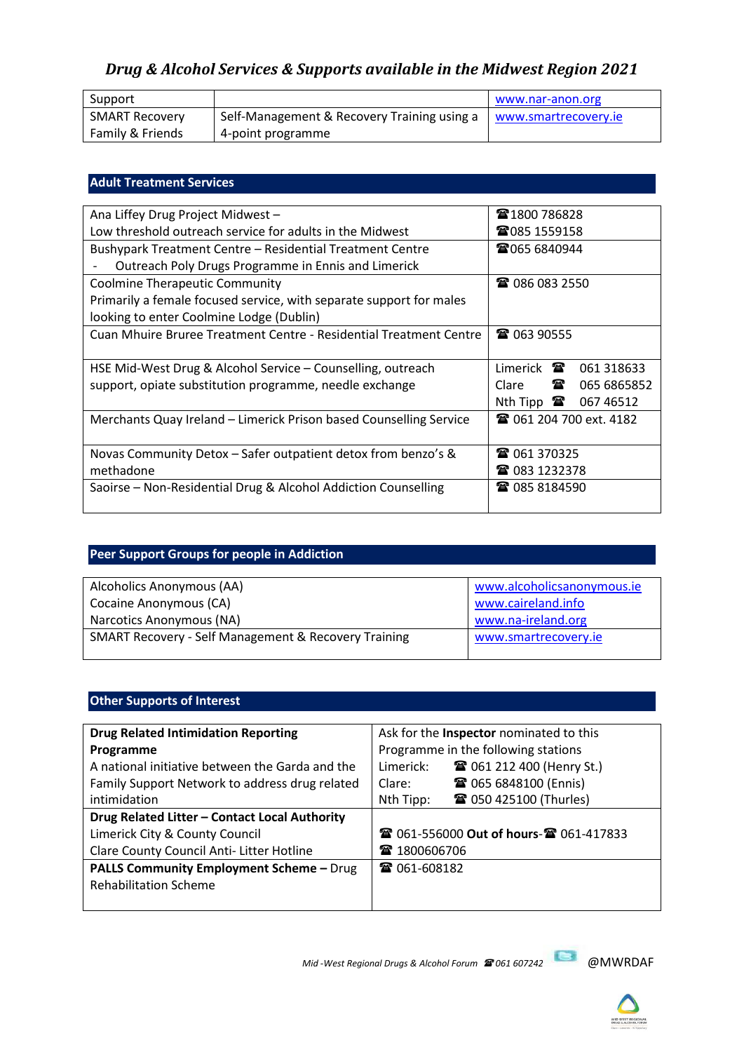# *Drug & Alcohol Services & Supports available in the Midwest Region 2021*

| | | |
|---|---|---|
| Support | | www.nar-anon.org |
| SMART Recovery Family & Friends | Self-Management & Recovery Training using a 4-point programme | www.smartrecovery.ie |

## Adult Treatment Services

| | |
|---|---|
| Ana Liffey Drug Project Midwest – Low threshold outreach service for adults in the Midwest | ☎1800 786828<br>☎085 1559158 |
| Bushypark Treatment Centre – Residential Treatment Centre<br>- Outreach Poly Drugs Programme in Ennis and Limerick | ☎065 6840944 |
| Coolmine Therapeutic Community<br>Primarily a female focused service, with separate support for males looking to enter Coolmine Lodge (Dublin) | ☎ 086 083 2550 |
| Cuan Mhuire Bruree Treatment Centre - Residential Treatment Centre | ☎ 063 90555 |
| HSE Mid-West Drug & Alcohol Service – Counselling, outreach support, opiate substitution programme, needle exchange | Limerick ☎ 061 318633<br>Clare ☎ 065 6865852<br>Nth Tipp ☎ 067 46512 |
| Merchants Quay Ireland – Limerick Prison based Counselling Service | ☎ 061 204 700 ext. 4182 |
| Novas Community Detox – Safer outpatient detox from benzo's & methadone | ☎ 061 370325<br>☎ 083 1232378 |
| Saoirse – Non-Residential Drug & Alcohol Addiction Counselling | ☎ 085 8184590 |

## Peer Support Groups for people in Addiction

| | |
|---|---|
| Alcoholics Anonymous (AA)<br>Cocaine Anonymous (CA)<br>Narcotics Anonymous (NA) | www.alcoholicsanonymous.ie<br>www.caireland.info<br>www.na-ireland.org |
| SMART Recovery - Self Management & Recovery Training | www.smartrecovery.ie |

## Other Supports of Interest

| | |
|---|---|
| **Drug Related Intimidation Reporting Programme**<br>A national initiative between the Garda and the Family Support Network to address drug related intimidation | Ask for the **Inspector** nominated to this Programme in the following stations<br>Limerick: ☎ 061 212 400 (Henry St.)<br>Clare: ☎ 065 6848100 (Ennis)<br>Nth Tipp: ☎ 050 425100 (Thurles) |
| **Drug Related Litter – Contact Local Authority**<br>Limerick City & County Council<br>Clare County Council Anti- Litter Hotline | ☎ 061-556000 **Out of hours**-☎ 061-417833<br>☎ 1800606706 |
| **PALLS Community Employment Scheme –** Drug Rehabilitation Scheme | ☎ 061-608182 |

*Mid -West Regional Drugs & Alcohol Forum* ☎ *061 607242* @MWRDAF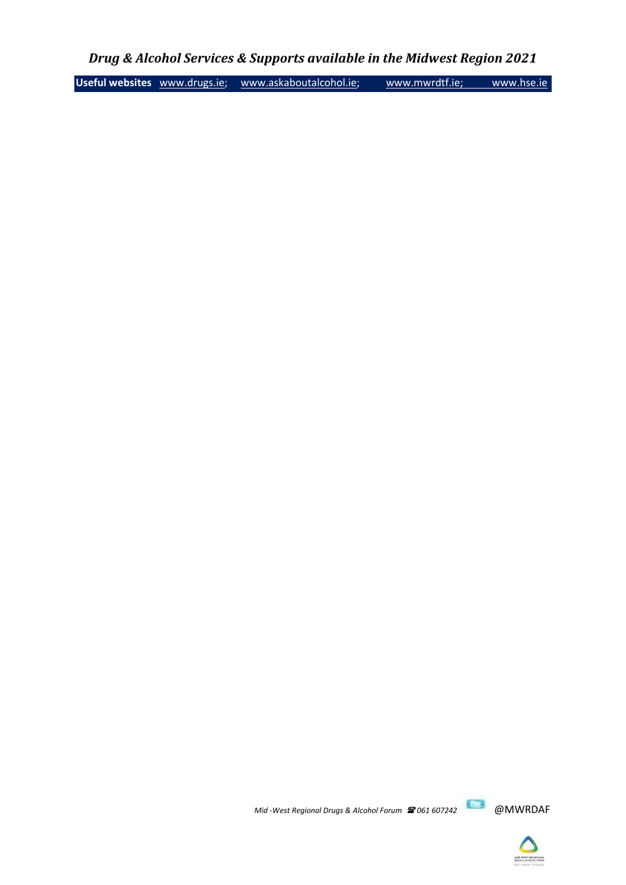# *Drug & Alcohol Services & Supports available in the Midwest Region 2021*

**Useful websites** www.drugs.ie; www.askaboutalcohol.ie; www.mwrdtf.ie; www.hse.ie

*Mid -West Regional Drugs & Alcohol Forum* ☎ *061 607242* @MWRDAF